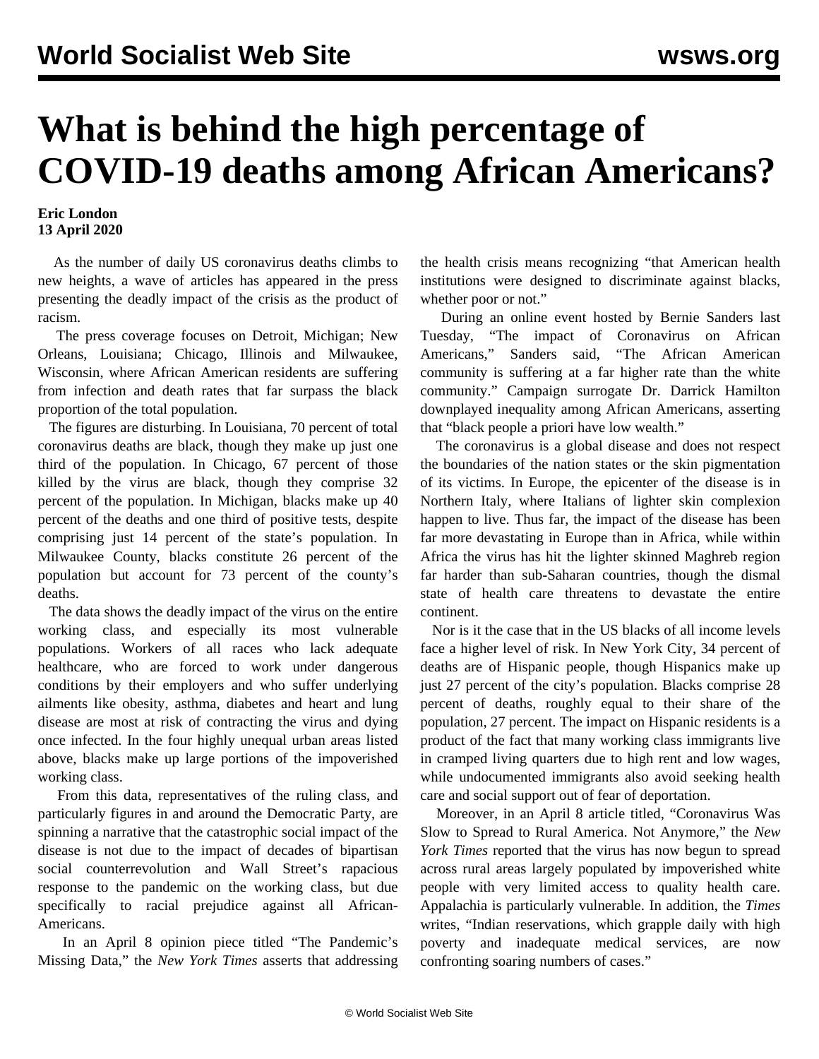# What is behind the high percentage of COVID-19 deaths among African Americans?

**Eric London**
**13 April 2020**

As the number of daily US coronavirus deaths climbs to new heights, a wave of articles has appeared in the press presenting the deadly impact of the crisis as the product of racism.

The press coverage focuses on Detroit, Michigan; New Orleans, Louisiana; Chicago, Illinois and Milwaukee, Wisconsin, where African American residents are suffering from infection and death rates that far surpass the black proportion of the total population.

The figures are disturbing. In Louisiana, 70 percent of total coronavirus deaths are black, though they make up just one third of the population. In Chicago, 67 percent of those killed by the virus are black, though they comprise 32 percent of the population. In Michigan, blacks make up 40 percent of the deaths and one third of positive tests, despite comprising just 14 percent of the state's population. In Milwaukee County, blacks constitute 26 percent of the population but account for 73 percent of the county's deaths.

The data shows the deadly impact of the virus on the entire working class, and especially its most vulnerable populations. Workers of all races who lack adequate healthcare, who are forced to work under dangerous conditions by their employers and who suffer underlying ailments like obesity, asthma, diabetes and heart and lung disease are most at risk of contracting the virus and dying once infected. In the four highly unequal urban areas listed above, blacks make up large portions of the impoverished working class.

From this data, representatives of the ruling class, and particularly figures in and around the Democratic Party, are spinning a narrative that the catastrophic social impact of the disease is not due to the impact of decades of bipartisan social counterrevolution and Wall Street's rapacious response to the pandemic on the working class, but due specifically to racial prejudice against all African-Americans.

In an April 8 opinion piece titled "The Pandemic's Missing Data," the *New York Times* asserts that addressing the health crisis means recognizing "that American health institutions were designed to discriminate against blacks, whether poor or not."

During an online event hosted by Bernie Sanders last Tuesday, "The impact of Coronavirus on African Americans," Sanders said, "The African American community is suffering at a far higher rate than the white community." Campaign surrogate Dr. Darrick Hamilton downplayed inequality among African Americans, asserting that "black people a priori have low wealth."

The coronavirus is a global disease and does not respect the boundaries of the nation states or the skin pigmentation of its victims. In Europe, the epicenter of the disease is in Northern Italy, where Italians of lighter skin complexion happen to live. Thus far, the impact of the disease has been far more devastating in Europe than in Africa, while within Africa the virus has hit the lighter skinned Maghreb region far harder than sub-Saharan countries, though the dismal state of health care threatens to devastate the entire continent.

Nor is it the case that in the US blacks of all income levels face a higher level of risk. In New York City, 34 percent of deaths are of Hispanic people, though Hispanics make up just 27 percent of the city's population. Blacks comprise 28 percent of deaths, roughly equal to their share of the population, 27 percent. The impact on Hispanic residents is a product of the fact that many working class immigrants live in cramped living quarters due to high rent and low wages, while undocumented immigrants also avoid seeking health care and social support out of fear of deportation.

Moreover, in an April 8 article titled, "Coronavirus Was Slow to Spread to Rural America. Not Anymore," the *New York Times* reported that the virus has now begun to spread across rural areas largely populated by impoverished white people with very limited access to quality health care. Appalachia is particularly vulnerable. In addition, the *Times* writes, "Indian reservations, which grapple daily with high poverty and inadequate medical services, are now confronting soaring numbers of cases."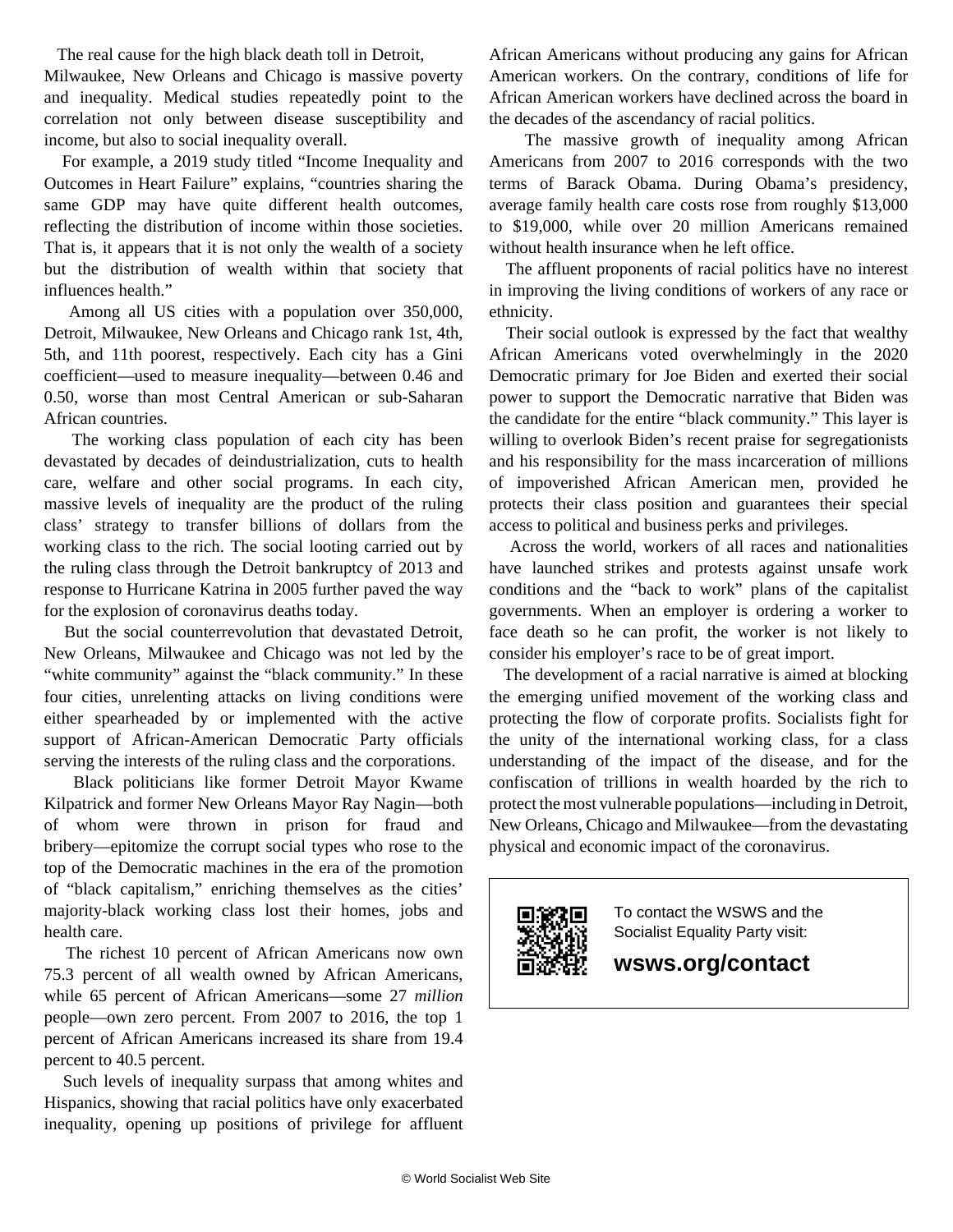The real cause for the high black death toll in Detroit, Milwaukee, New Orleans and Chicago is massive poverty and inequality. Medical studies repeatedly point to the correlation not only between disease susceptibility and income, but also to social inequality overall.

For example, a 2019 study titled "Income Inequality and Outcomes in Heart Failure" explains, "countries sharing the same GDP may have quite different health outcomes, reflecting the distribution of income within those societies. That is, it appears that it is not only the wealth of a society but the distribution of wealth within that society that influences health."

Among all US cities with a population over 350,000, Detroit, Milwaukee, New Orleans and Chicago rank 1st, 4th, 5th, and 11th poorest, respectively. Each city has a Gini coefficient—used to measure inequality—between 0.46 and 0.50, worse than most Central American or sub-Saharan African countries.

The working class population of each city has been devastated by decades of deindustrialization, cuts to health care, welfare and other social programs. In each city, massive levels of inequality are the product of the ruling class' strategy to transfer billions of dollars from the working class to the rich. The social looting carried out by the ruling class through the Detroit bankruptcy of 2013 and response to Hurricane Katrina in 2005 further paved the way for the explosion of coronavirus deaths today.

But the social counterrevolution that devastated Detroit, New Orleans, Milwaukee and Chicago was not led by the "white community" against the "black community." In these four cities, unrelenting attacks on living conditions were either spearheaded by or implemented with the active support of African-American Democratic Party officials serving the interests of the ruling class and the corporations.

Black politicians like former Detroit Mayor Kwame Kilpatrick and former New Orleans Mayor Ray Nagin—both of whom were thrown in prison for fraud and bribery—epitomize the corrupt social types who rose to the top of the Democratic machines in the era of the promotion of "black capitalism," enriching themselves as the cities' majority-black working class lost their homes, jobs and health care.

The richest 10 percent of African Americans now own 75.3 percent of all wealth owned by African Americans, while 65 percent of African Americans—some 27 *million* people—own zero percent. From 2007 to 2016, the top 1 percent of African Americans increased its share from 19.4 percent to 40.5 percent.

Such levels of inequality surpass that among whites and Hispanics, showing that racial politics have only exacerbated inequality, opening up positions of privilege for affluent African Americans without producing any gains for African American workers. On the contrary, conditions of life for African American workers have declined across the board in the decades of the ascendancy of racial politics.

The massive growth of inequality among African Americans from 2007 to 2016 corresponds with the two terms of Barack Obama. During Obama's presidency, average family health care costs rose from roughly $13,000 to $19,000, while over 20 million Americans remained without health insurance when he left office.

The affluent proponents of racial politics have no interest in improving the living conditions of workers of any race or ethnicity.

Their social outlook is expressed by the fact that wealthy African Americans voted overwhelmingly in the 2020 Democratic primary for Joe Biden and exerted their social power to support the Democratic narrative that Biden was the candidate for the entire "black community." This layer is willing to overlook Biden's recent praise for segregationists and his responsibility for the mass incarceration of millions of impoverished African American men, provided he protects their class position and guarantees their special access to political and business perks and privileges.

Across the world, workers of all races and nationalities have launched strikes and protests against unsafe work conditions and the "back to work" plans of the capitalist governments. When an employer is ordering a worker to face death so he can profit, the worker is not likely to consider his employer's race to be of great import.

The development of a racial narrative is aimed at blocking the emerging unified movement of the working class and protecting the flow of corporate profits. Socialists fight for the unity of the international working class, for a class understanding of the impact of the disease, and for the confiscation of trillions in wealth hoarded by the rich to protect the most vulnerable populations—including in Detroit, New Orleans, Chicago and Milwaukee—from the devastating physical and economic impact of the coronavirus.

To contact the WSWS and the Socialist Equality Party visit:

**wsws.org/contact**